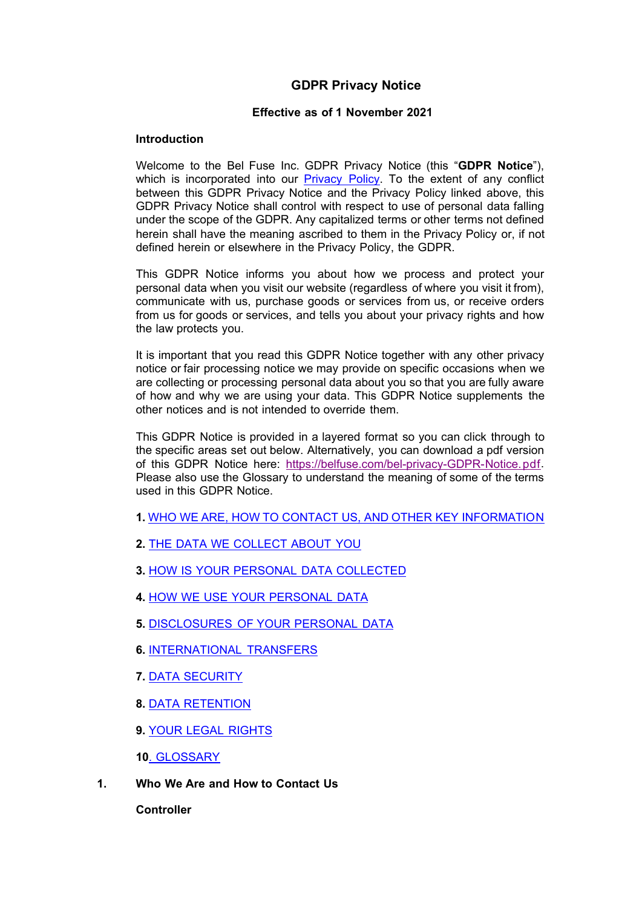# GDPR Privacy Notice

**Effective as of 1 November 2021**

## Introduction

Welcome to the Bel Fuse Inc. GDPR Privacy Notice (this "**GDPR Notice**"), which is incorporated into our [Privacy Policy](). To the extent of any conflict between this GDPR Privacy Notice and the Privacy Policy linked above, this GDPR Privacy Notice shall control with respect to use of personal data falling under the scope of the GDPR. Any capitalized terms or other terms not defined herein shall have the meaning ascribed to them in the Privacy Policy or, if not defined herein or elsewhere in the Privacy Policy, the GDPR.

This GDPR Notice informs you about how we process and protect your personal data when you visit our website (regardless of where you visit it from), communicate with us, purchase goods or services from us, or receive orders from us for goods or services, and tells you about your privacy rights and how the law protects you.

It is important that you read this GDPR Notice together with any other privacy notice or fair processing notice we may provide on specific occasions when we are collecting or processing personal data about you so that you are fully aware of how and why we are using your data. This GDPR Notice supplements the other notices and is not intended to override them.

This GDPR Notice is provided in a layered format so you can click through to the specific areas set out below. Alternatively, you can download a pdf version of this GDPR Notice here: https://belfuse.com/bel-privacy-GDPR-Notice.pdf. Please also use the Glossary to understand the meaning of some of the terms used in this GDPR Notice.

**1.** WHO WE ARE, HOW TO CONTACT US, AND OTHER KEY INFORMATION

**2.** THE DATA WE COLLECT ABOUT YOU

**3.** HOW IS YOUR PERSONAL DATA COLLECTED

**4.** HOW WE USE YOUR PERSONAL DATA

**5.** DISCLOSURES OF YOUR PERSONAL DATA

**6.** INTERNATIONAL TRANSFERS

**7.** DATA SECURITY

**8.** DATA RETENTION

**9.** YOUR LEGAL RIGHTS

**10**. GLOSSARY

## 1. Who We Are and How to Contact Us

### Controller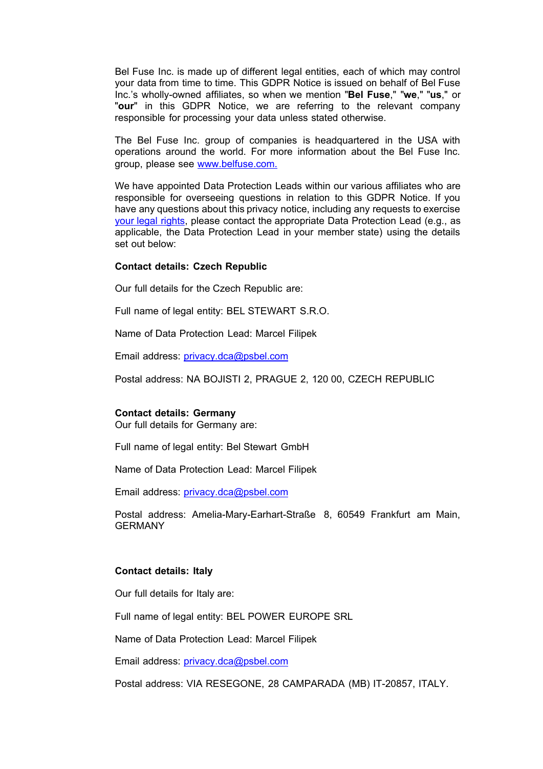Bel Fuse Inc. is made up of different legal entities, each of which may control your data from time to time. This GDPR Notice is issued on behalf of Bel Fuse Inc.'s wholly-owned affiliates, so when we mention "**Bel Fuse**," "**we**," "**us**," or "**our**" in this GDPR Notice, we are referring to the relevant company responsible for processing your data unless stated otherwise.

The Bel Fuse Inc. group of companies is headquartered in the USA with operations around the world. For more information about the Bel Fuse Inc. group, please see [www.belfuse.com.](www.belfuse.com)

We have appointed Data Protection Leads within our various affiliates who are responsible for overseeing questions in relation to this GDPR Notice. If you have any questions about this privacy notice, including any requests to exercise [your legal rights](#), please contact the appropriate Data Protection Lead (e.g., as applicable, the Data Protection Lead in your member state) using the details set out below:

**Contact details: Czech Republic**

Our full details for the Czech Republic are:

Full name of legal entity: BEL STEWART S.R.O.

Name of Data Protection Lead: Marcel Filipek

Email address: [privacy.dca@psbel.com](mailto:privacy.dca@psbel.com)

Postal address: NA BOJISTI 2, PRAGUE 2, 120 00, CZECH REPUBLIC

**Contact details: Germany**

Our full details for Germany are:

Full name of legal entity: Bel Stewart GmbH

Name of Data Protection Lead: Marcel Filipek

Email address: [privacy.dca@psbel.com](mailto:privacy.dca@psbel.com)

Postal address: Amelia-Mary-Earhart-Straße 8, 60549 Frankfurt am Main, GERMANY

**Contact details: Italy**

Our full details for Italy are:

Full name of legal entity: BEL POWER EUROPE SRL

Name of Data Protection Lead: Marcel Filipek

Email address: [privacy.dca@psbel.com](mailto:privacy.dca@psbel.com)

Postal address: VIA RESEGONE, 28 CAMPARADA (MB) IT-20857, ITALY.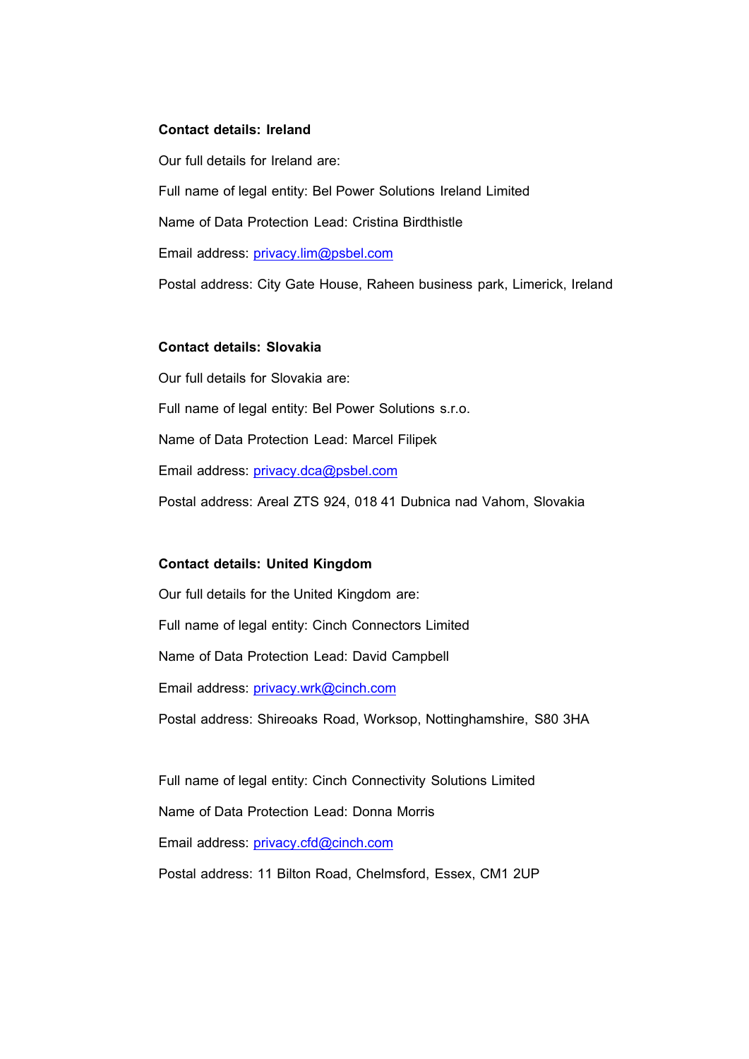**Contact details: Ireland**

Our full details for Ireland are:

Full name of legal entity: Bel Power Solutions Ireland Limited

Name of Data Protection Lead: Cristina Birdthistle

Email address: privacy.lim@psbel.com

Postal address: City Gate House, Raheen business park, Limerick, Ireland

**Contact details: Slovakia**

Our full details for Slovakia are:

Full name of legal entity: Bel Power Solutions s.r.o.

Name of Data Protection Lead: Marcel Filipek

Email address: privacy.dca@psbel.com

Postal address: Areal ZTS 924, 018 41 Dubnica nad Vahom, Slovakia

**Contact details: United Kingdom**

Our full details for the United Kingdom are:

Full name of legal entity: Cinch Connectors Limited

Name of Data Protection Lead: David Campbell

Email address: privacy.wrk@cinch.com

Postal address: Shireoaks Road, Worksop, Nottinghamshire, S80 3HA

Full name of legal entity: Cinch Connectivity Solutions Limited

Name of Data Protection Lead: Donna Morris

Email address: privacy.cfd@cinch.com

Postal address: 11 Bilton Road, Chelmsford, Essex, CM1 2UP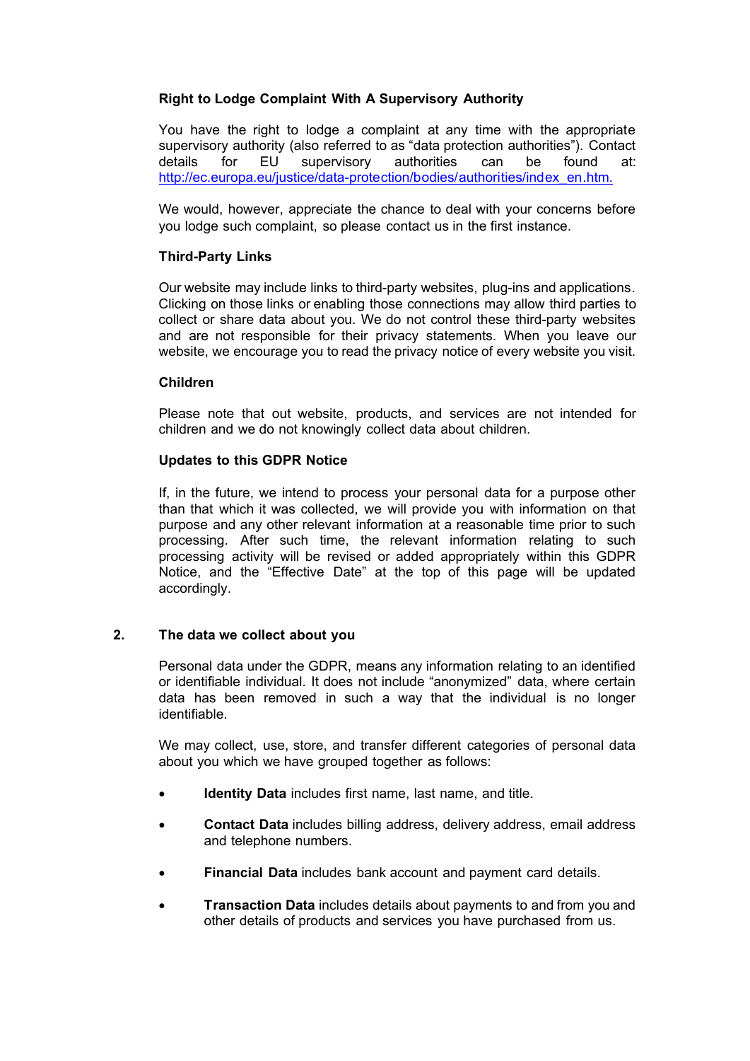**Right to Lodge Complaint With A Supervisory Authority**

You have the right to lodge a complaint at any time with the appropriate supervisory authority (also referred to as "data protection authorities"). Contact details for EU supervisory authorities can be found at: http://ec.europa.eu/justice/data-protection/bodies/authorities/index_en.htm.

We would, however, appreciate the chance to deal with your concerns before you lodge such complaint, so please contact us in the first instance.

**Third-Party Links**

Our website may include links to third-party websites, plug-ins and applications. Clicking on those links or enabling those connections may allow third parties to collect or share data about you. We do not control these third-party websites and are not responsible for their privacy statements. When you leave our website, we encourage you to read the privacy notice of every website you visit.

**Children**

Please note that out website, products, and services are not intended for children and we do not knowingly collect data about children.

**Updates to this GDPR Notice**

If, in the future, we intend to process your personal data for a purpose other than that which it was collected, we will provide you with information on that purpose and any other relevant information at a reasonable time prior to such processing. After such time, the relevant information relating to such processing activity will be revised or added appropriately within this GDPR Notice, and the "Effective Date" at the top of this page will be updated accordingly.

## 2. The data we collect about you

Personal data under the GDPR, means any information relating to an identified or identifiable individual. It does not include "anonymized" data, where certain data has been removed in such a way that the individual is no longer identifiable.

We may collect, use, store, and transfer different categories of personal data about you which we have grouped together as follows:

- **Identity Data** includes first name, last name, and title.
- **Contact Data** includes billing address, delivery address, email address and telephone numbers.
- **Financial Data** includes bank account and payment card details.
- **Transaction Data** includes details about payments to and from you and other details of products and services you have purchased from us.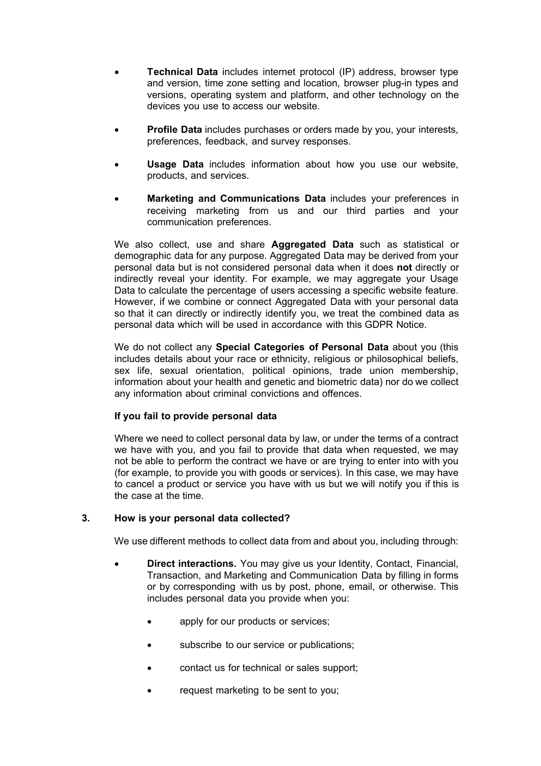- **Technical Data** includes internet protocol (IP) address, browser type and version, time zone setting and location, browser plug-in types and versions, operating system and platform, and other technology on the devices you use to access our website.

- **Profile Data** includes purchases or orders made by you, your interests, preferences, feedback, and survey responses.

- **Usage Data** includes information about how you use our website, products, and services.

- **Marketing and Communications Data** includes your preferences in receiving marketing from us and our third parties and your communication preferences.

We also collect, use and share **Aggregated Data** such as statistical or demographic data for any purpose. Aggregated Data may be derived from your personal data but is not considered personal data when it does **not** directly or indirectly reveal your identity. For example, we may aggregate your Usage Data to calculate the percentage of users accessing a specific website feature. However, if we combine or connect Aggregated Data with your personal data so that it can directly or indirectly identify you, we treat the combined data as personal data which will be used in accordance with this GDPR Notice.

We do not collect any **Special Categories of Personal Data** about you (this includes details about your race or ethnicity, religious or philosophical beliefs, sex life, sexual orientation, political opinions, trade union membership, information about your health and genetic and biometric data) nor do we collect any information about criminal convictions and offences.

**If you fail to provide personal data**

Where we need to collect personal data by law, or under the terms of a contract we have with you, and you fail to provide that data when requested, we may not be able to perform the contract we have or are trying to enter into with you (for example, to provide you with goods or services). In this case, we may have to cancel a product or service you have with us but we will notify you if this is the case at the time.

## 3. How is your personal data collected?

We use different methods to collect data from and about you, including through:

- **Direct interactions.** You may give us your Identity, Contact, Financial, Transaction, and Marketing and Communication Data by filling in forms or by corresponding with us by post, phone, email, or otherwise. This includes personal data you provide when you:

    - apply for our products or services;

    - subscribe to our service or publications;

    - contact us for technical or sales support;

    - request marketing to be sent to you;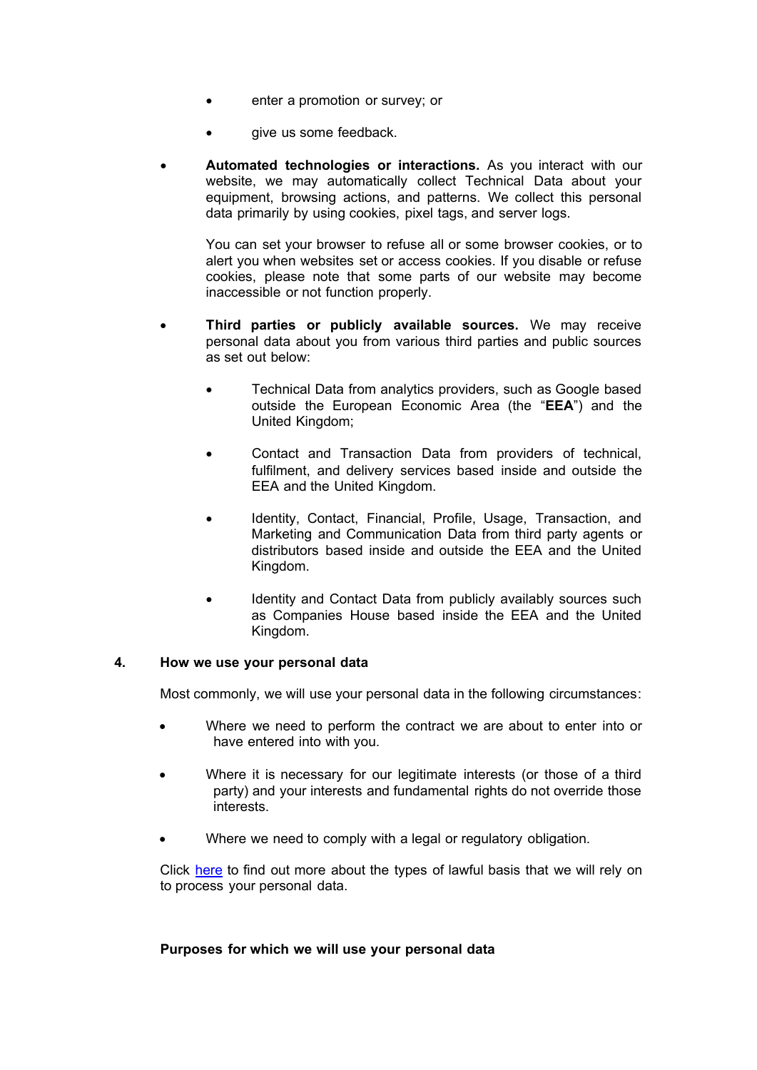- enter a promotion or survey; or
    - give us some feedback.

- **Automated technologies or interactions.** As you interact with our website, we may automatically collect Technical Data about your equipment, browsing actions, and patterns. We collect this personal data primarily by using cookies, pixel tags, and server logs.

  You can set your browser to refuse all or some browser cookies, or to alert you when websites set or access cookies. If you disable or refuse cookies, please note that some parts of our website may become inaccessible or not function properly.

- **Third parties or publicly available sources.** We may receive personal data about you from various third parties and public sources as set out below:

    - Technical Data from analytics providers, such as Google based outside the European Economic Area (the "**EEA**") and the United Kingdom;
    - Contact and Transaction Data from providers of technical, fulfilment, and delivery services based inside and outside the EEA and the United Kingdom.
    - Identity, Contact, Financial, Profile, Usage, Transaction, and Marketing and Communication Data from third party agents or distributors based inside and outside the EEA and the United Kingdom.
    - Identity and Contact Data from publicly availably sources such as Companies House based inside the EEA and the United Kingdom.

## 4. How we use your personal data

Most commonly, we will use your personal data in the following circumstances:

- Where we need to perform the contract we are about to enter into or have entered into with you.
- Where it is necessary for our legitimate interests (or those of a third party) and your interests and fundamental rights do not override those interests.
- Where we need to comply with a legal or regulatory obligation.

Click [here]() to find out more about the types of lawful basis that we will rely on to process your personal data.

**Purposes for which we will use your personal data**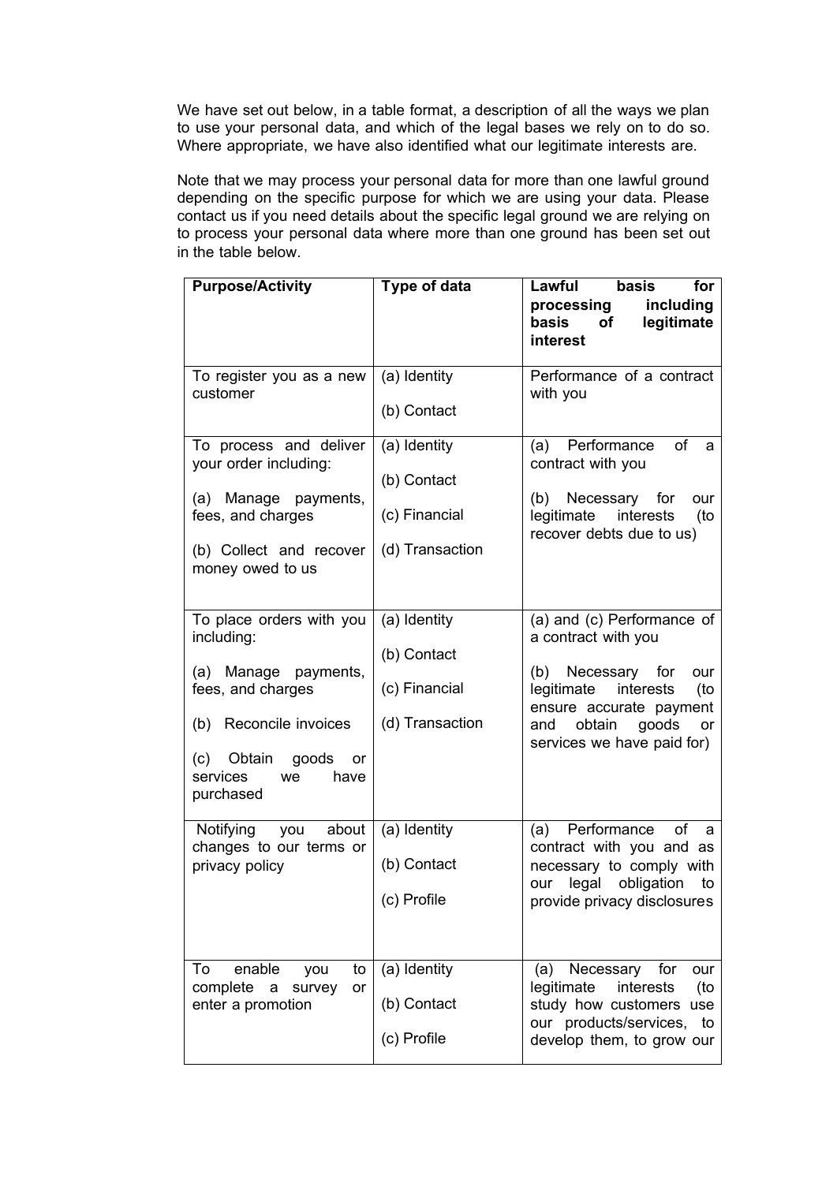We have set out below, in a table format, a description of all the ways we plan to use your personal data, and which of the legal bases we rely on to do so. Where appropriate, we have also identified what our legitimate interests are.

Note that we may process your personal data for more than one lawful ground depending on the specific purpose for which we are using your data. Please contact us if you need details about the specific legal ground we are relying on to process your personal data where more than one ground has been set out in the table below.

| **Purpose/Activity** | **Type of data** | **Lawful basis for processing including basis of legitimate interest** |
|---|---|---|
| To register you as a new customer | (a) Identity<br><br>(b) Contact | Performance of a contract with you |
| To process and deliver your order including:<br><br>(a) Manage payments, fees, and charges<br><br>(b) Collect and recover money owed to us | (a) Identity<br><br>(b) Contact<br><br>(c) Financial<br><br>(d) Transaction | (a) Performance of a contract with you<br><br>(b) Necessary for our legitimate interests (to recover debts due to us) |
| To place orders with you including:<br><br>(a) Manage payments, fees, and charges<br><br>(b) Reconcile invoices<br><br>(c) Obtain goods or services we have purchased | (a) Identity<br><br>(b) Contact<br><br>(c) Financial<br><br>(d) Transaction | (a) and (c) Performance of a contract with you<br><br>(b) Necessary for our legitimate interests (to ensure accurate payment and obtain goods or services we have paid for) |
| Notifying you about changes to our terms or privacy policy | (a) Identity<br><br>(b) Contact<br><br>(c) Profile | (a) Performance of a contract with you and as necessary to comply with our legal obligation to provide privacy disclosures |
| To enable you to complete a survey or enter a promotion | (a) Identity<br><br>(b) Contact<br><br>(c) Profile | (a) Necessary for our legitimate interests (to study how customers use our products/services, to develop them, to grow our |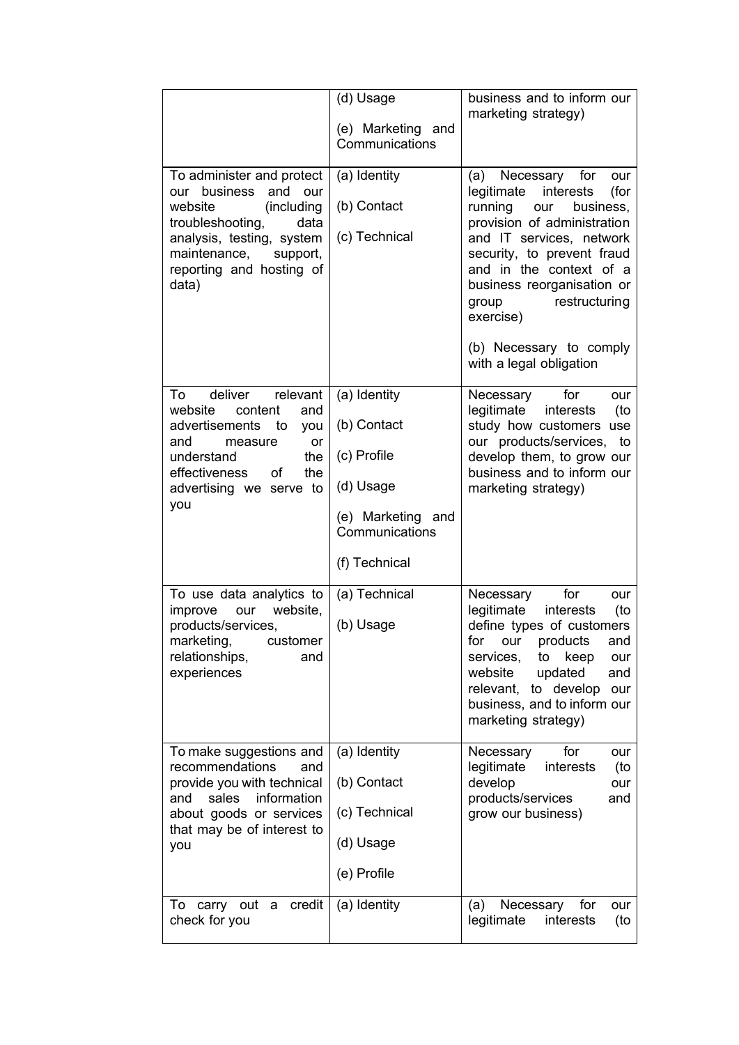| | | |
|---|---|---|
| | (d) Usage<br><br>(e) Marketing and Communications | business and to inform our marketing strategy) |
| To administer and protect our business and our website (including troubleshooting, data analysis, testing, system maintenance, support, reporting and hosting of data) | (a) Identity<br><br>(b) Contact<br><br>(c) Technical | (a) Necessary for our legitimate interests (for running our business, provision of administration and IT services, network security, to prevent fraud and in the context of a business reorganisation or group restructuring exercise)<br><br>(b) Necessary to comply with a legal obligation |
| To deliver relevant website content and advertisements to you and measure or understand the effectiveness of the advertising we serve to you | (a) Identity<br><br>(b) Contact<br><br>(c) Profile<br><br>(d) Usage<br><br>(e) Marketing and Communications<br><br>(f) Technical | Necessary for our legitimate interests (to study how customers use our products/services, to develop them, to grow our business and to inform our marketing strategy) |
| To use data analytics to improve our website, products/services, marketing, customer relationships, and experiences | (a) Technical<br><br>(b) Usage | Necessary for our legitimate interests (to define types of customers for our products and services, to keep our website updated and relevant, to develop our business, and to inform our marketing strategy) |
| To make suggestions and recommendations and provide you with technical and sales information about goods or services that may be of interest to you | (a) Identity<br><br>(b) Contact<br><br>(c) Technical<br><br>(d) Usage<br><br>(e) Profile | Necessary for our legitimate interests (to develop our products/services and grow our business) |
| To carry out a credit check for you | (a) Identity | (a) Necessary for our legitimate interests (to |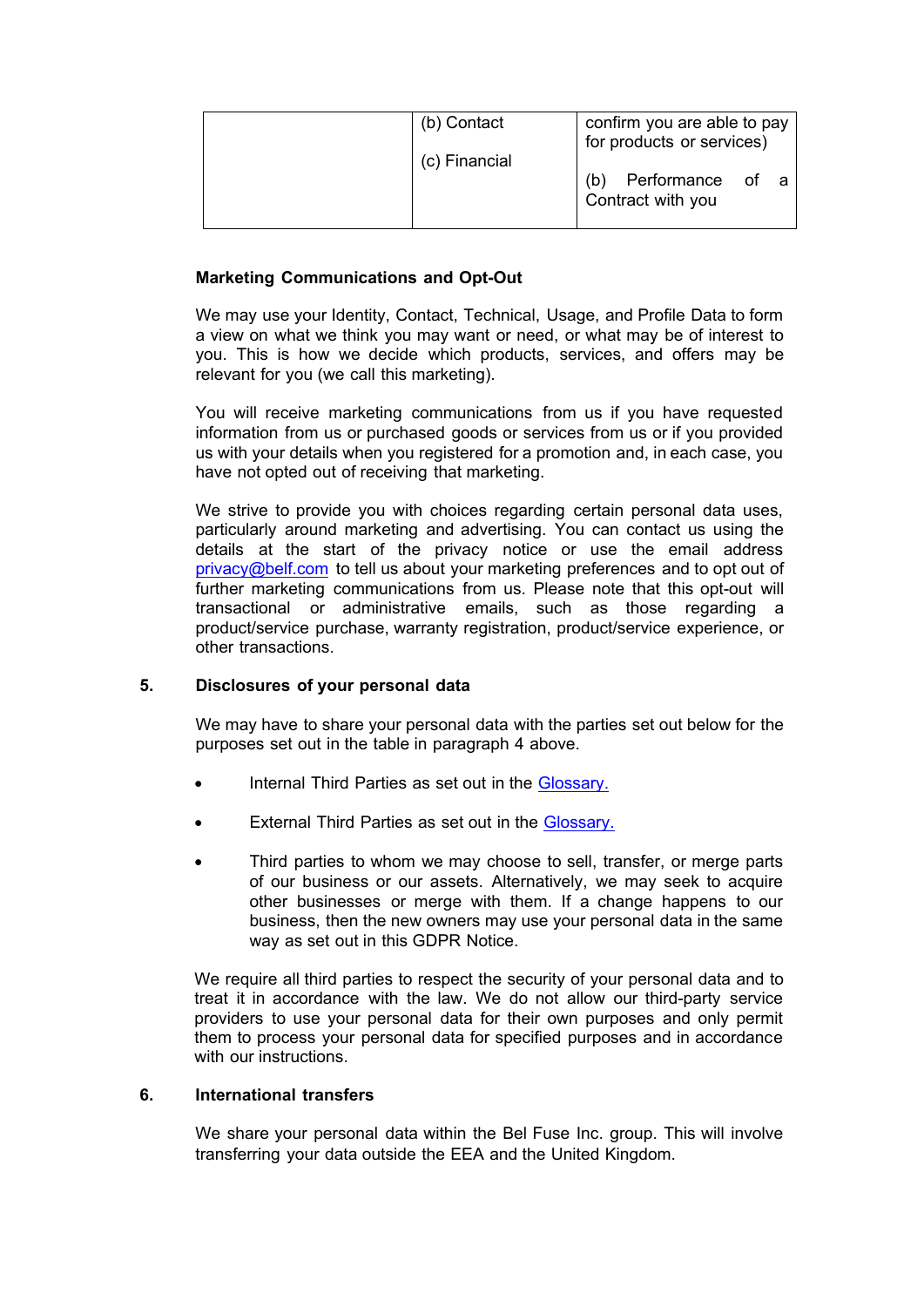| | | |
|---|---|---|
| | (b) Contact<br><br>(c) Financial | confirm you are able to pay for products or services)<br><br>(b) Performance of a Contract with you |

**Marketing Communications and Opt-Out**

We may use your Identity, Contact, Technical, Usage, and Profile Data to form a view on what we think you may want or need, or what may be of interest to you. This is how we decide which products, services, and offers may be relevant for you (we call this marketing).

You will receive marketing communications from us if you have requested information from us or purchased goods or services from us or if you provided us with your details when you registered for a promotion and, in each case, you have not opted out of receiving that marketing.

We strive to provide you with choices regarding certain personal data uses, particularly around marketing and advertising. You can contact us using the details at the start of the privacy notice or use the email address privacy@belf.com to tell us about your marketing preferences and to opt out of further marketing communications from us. Please note that this opt-out will transactional or administrative emails, such as those regarding a product/service purchase, warranty registration, product/service experience, or other transactions.

## 5. Disclosures of your personal data

We may have to share your personal data with the parties set out below for the purposes set out in the table in paragraph 4 above.

- Internal Third Parties as set out in the Glossary.
- External Third Parties as set out in the Glossary.
- Third parties to whom we may choose to sell, transfer, or merge parts of our business or our assets. Alternatively, we may seek to acquire other businesses or merge with them. If a change happens to our business, then the new owners may use your personal data in the same way as set out in this GDPR Notice.

We require all third parties to respect the security of your personal data and to treat it in accordance with the law. We do not allow our third-party service providers to use your personal data for their own purposes and only permit them to process your personal data for specified purposes and in accordance with our instructions.

## 6. International transfers

We share your personal data within the Bel Fuse Inc. group. This will involve transferring your data outside the EEA and the United Kingdom.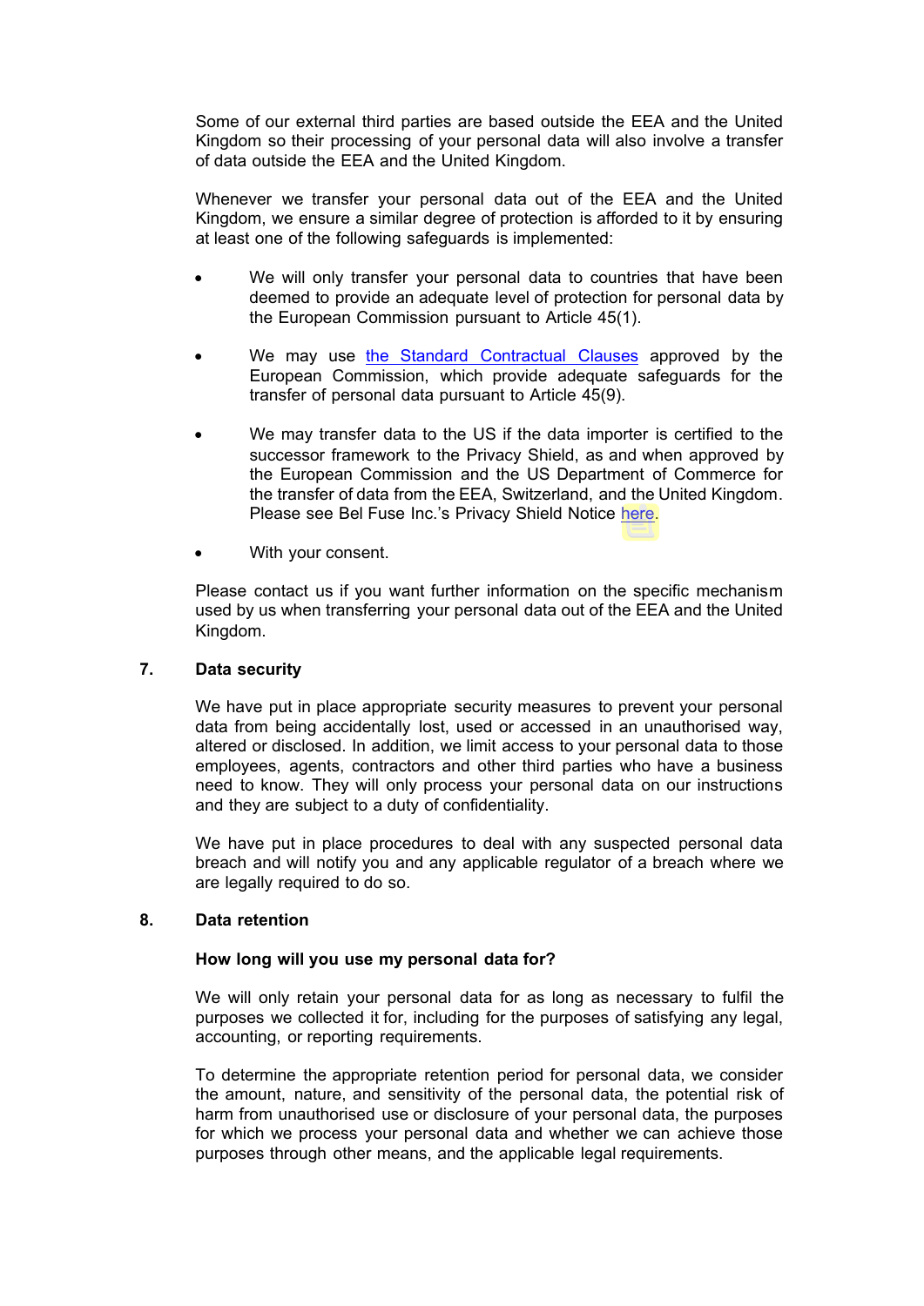Some of our external third parties are based outside the EEA and the United Kingdom so their processing of your personal data will also involve a transfer of data outside the EEA and the United Kingdom.

Whenever we transfer your personal data out of the EEA and the United Kingdom, we ensure a similar degree of protection is afforded to it by ensuring at least one of the following safeguards is implemented:

- We will only transfer your personal data to countries that have been deemed to provide an adequate level of protection for personal data by the European Commission pursuant to Article 45(1).
- We may use the Standard Contractual Clauses approved by the European Commission, which provide adequate safeguards for the transfer of personal data pursuant to Article 45(9).
- We may transfer data to the US if the data importer is certified to the successor framework to the Privacy Shield, as and when approved by the European Commission and the US Department of Commerce for the transfer of data from the EEA, Switzerland, and the United Kingdom. Please see Bel Fuse Inc.'s Privacy Shield Notice here.
- With your consent.

Please contact us if you want further information on the specific mechanism used by us when transferring your personal data out of the EEA and the United Kingdom.

## 7. Data security

We have put in place appropriate security measures to prevent your personal data from being accidentally lost, used or accessed in an unauthorised way, altered or disclosed. In addition, we limit access to your personal data to those employees, agents, contractors and other third parties who have a business need to know. They will only process your personal data on our instructions and they are subject to a duty of confidentiality.

We have put in place procedures to deal with any suspected personal data breach and will notify you and any applicable regulator of a breach where we are legally required to do so.

## 8. Data retention

### How long will you use my personal data for?

We will only retain your personal data for as long as necessary to fulfil the purposes we collected it for, including for the purposes of satisfying any legal, accounting, or reporting requirements.

To determine the appropriate retention period for personal data, we consider the amount, nature, and sensitivity of the personal data, the potential risk of harm from unauthorised use or disclosure of your personal data, the purposes for which we process your personal data and whether we can achieve those purposes through other means, and the applicable legal requirements.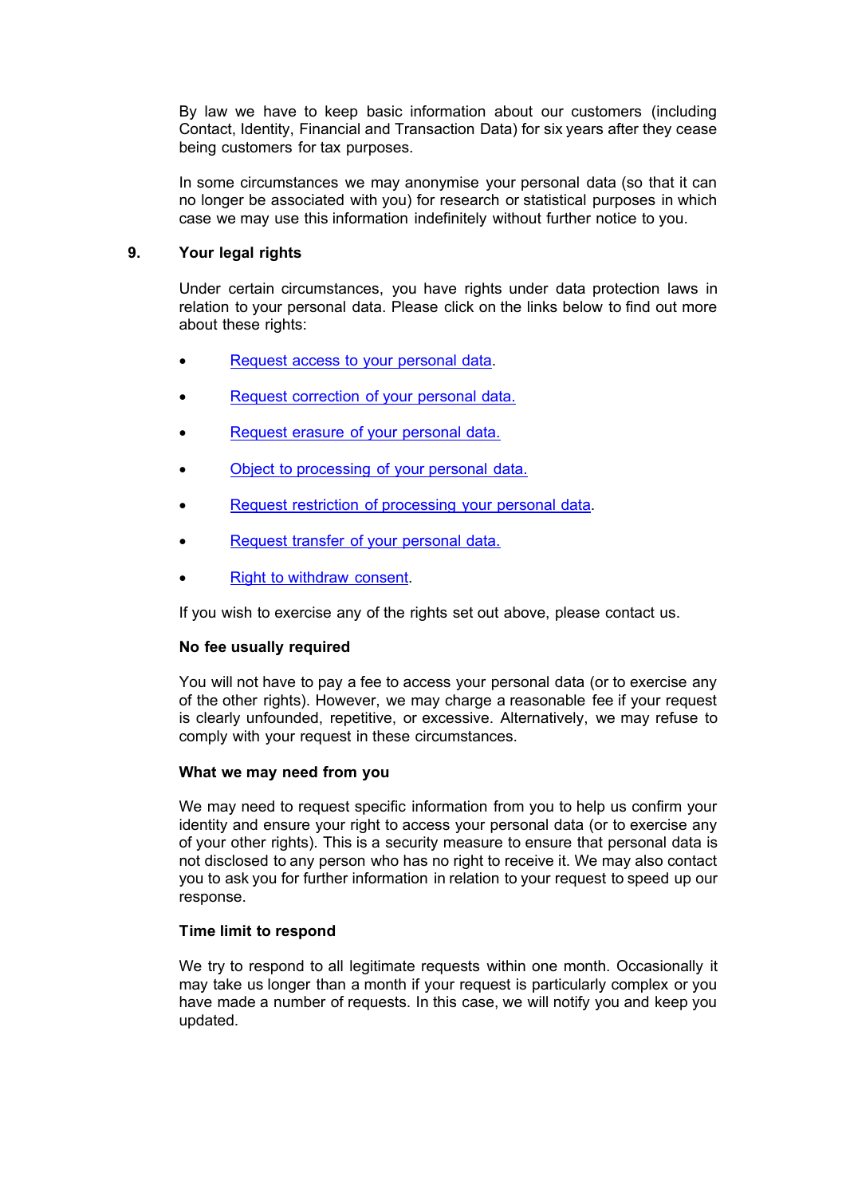By law we have to keep basic information about our customers (including Contact, Identity, Financial and Transaction Data) for six years after they cease being customers for tax purposes.

In some circumstances we may anonymise your personal data (so that it can no longer be associated with you) for research or statistical purposes in which case we may use this information indefinitely without further notice to you.

## 9. Your legal rights

Under certain circumstances, you have rights under data protection laws in relation to your personal data. Please click on the links below to find out more about these rights:

- Request access to your personal data.
- Request correction of your personal data.
- Request erasure of your personal data.
- Object to processing of your personal data.
- Request restriction of processing your personal data.
- Request transfer of your personal data.
- Right to withdraw consent.

If you wish to exercise any of the rights set out above, please contact us.

**No fee usually required**

You will not have to pay a fee to access your personal data (or to exercise any of the other rights). However, we may charge a reasonable fee if your request is clearly unfounded, repetitive, or excessive. Alternatively, we may refuse to comply with your request in these circumstances.

**What we may need from you**

We may need to request specific information from you to help us confirm your identity and ensure your right to access your personal data (or to exercise any of your other rights). This is a security measure to ensure that personal data is not disclosed to any person who has no right to receive it. We may also contact you to ask you for further information in relation to your request to speed up our response.

**Time limit to respond**

We try to respond to all legitimate requests within one month. Occasionally it may take us longer than a month if your request is particularly complex or you have made a number of requests. In this case, we will notify you and keep you updated.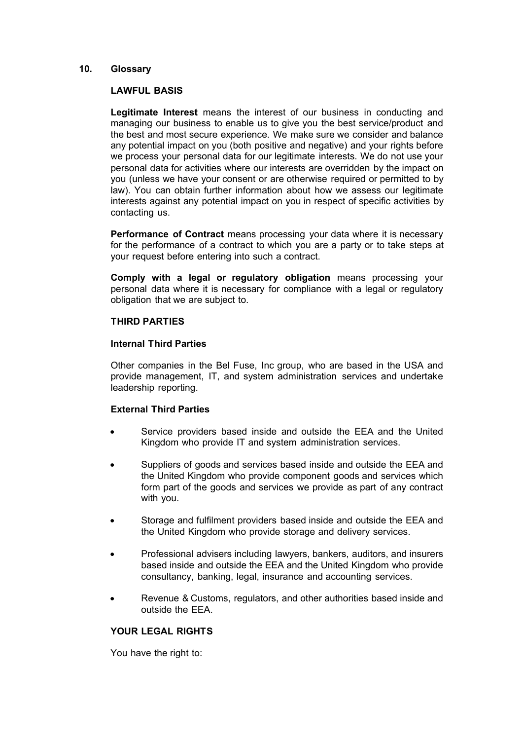## 10. Glossary

### LAWFUL BASIS

**Legitimate Interest** means the interest of our business in conducting and managing our business to enable us to give you the best service/product and the best and most secure experience. We make sure we consider and balance any potential impact on you (both positive and negative) and your rights before we process your personal data for our legitimate interests. We do not use your personal data for activities where our interests are overridden by the impact on you (unless we have your consent or are otherwise required or permitted to by law). You can obtain further information about how we assess our legitimate interests against any potential impact on you in respect of specific activities by contacting us.

**Performance of Contract** means processing your data where it is necessary for the performance of a contract to which you are a party or to take steps at your request before entering into such a contract.

**Comply with a legal or regulatory obligation** means processing your personal data where it is necessary for compliance with a legal or regulatory obligation that we are subject to.

### THIRD PARTIES

**Internal Third Parties**

Other companies in the Bel Fuse, Inc group, who are based in the USA and provide management, IT, and system administration services and undertake leadership reporting.

**External Third Parties**

- Service providers based inside and outside the EEA and the United Kingdom who provide IT and system administration services.
- Suppliers of goods and services based inside and outside the EEA and the United Kingdom who provide component goods and services which form part of the goods and services we provide as part of any contract with you.
- Storage and fulfilment providers based inside and outside the EEA and the United Kingdom who provide storage and delivery services.
- Professional advisers including lawyers, bankers, auditors, and insurers based inside and outside the EEA and the United Kingdom who provide consultancy, banking, legal, insurance and accounting services.
- Revenue & Customs, regulators, and other authorities based inside and outside the EEA.

### YOUR LEGAL RIGHTS

You have the right to: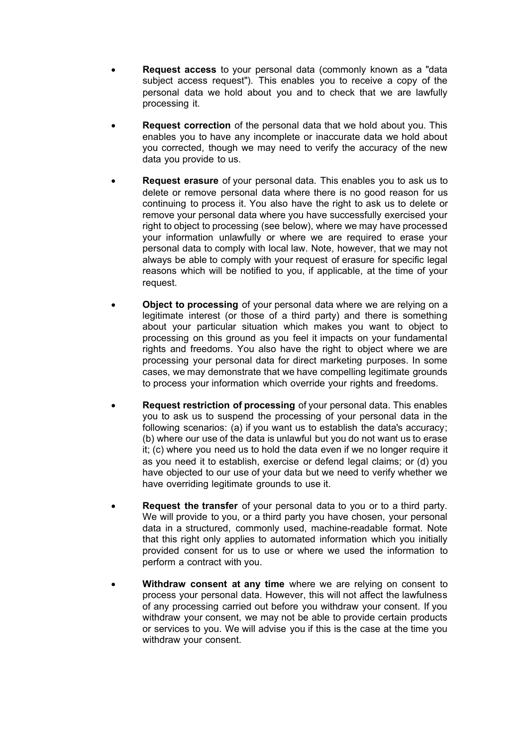- **Request access** to your personal data (commonly known as a "data subject access request"). This enables you to receive a copy of the personal data we hold about you and to check that we are lawfully processing it.

- **Request correction** of the personal data that we hold about you. This enables you to have any incomplete or inaccurate data we hold about you corrected, though we may need to verify the accuracy of the new data you provide to us.

- **Request erasure** of your personal data. This enables you to ask us to delete or remove personal data where there is no good reason for us continuing to process it. You also have the right to ask us to delete or remove your personal data where you have successfully exercised your right to object to processing (see below), where we may have processed your information unlawfully or where we are required to erase your personal data to comply with local law. Note, however, that we may not always be able to comply with your request of erasure for specific legal reasons which will be notified to you, if applicable, at the time of your request.

- **Object to processing** of your personal data where we are relying on a legitimate interest (or those of a third party) and there is something about your particular situation which makes you want to object to processing on this ground as you feel it impacts on your fundamental rights and freedoms. You also have the right to object where we are processing your personal data for direct marketing purposes. In some cases, we may demonstrate that we have compelling legitimate grounds to process your information which override your rights and freedoms.

- **Request restriction of processing** of your personal data. This enables you to ask us to suspend the processing of your personal data in the following scenarios: (a) if you want us to establish the data's accuracy; (b) where our use of the data is unlawful but you do not want us to erase it; (c) where you need us to hold the data even if we no longer require it as you need it to establish, exercise or defend legal claims; or (d) you have objected to our use of your data but we need to verify whether we have overriding legitimate grounds to use it.

- **Request the transfer** of your personal data to you or to a third party. We will provide to you, or a third party you have chosen, your personal data in a structured, commonly used, machine-readable format. Note that this right only applies to automated information which you initially provided consent for us to use or where we used the information to perform a contract with you.

- **Withdraw consent at any time** where we are relying on consent to process your personal data. However, this will not affect the lawfulness of any processing carried out before you withdraw your consent. If you withdraw your consent, we may not be able to provide certain products or services to you. We will advise you if this is the case at the time you withdraw your consent.